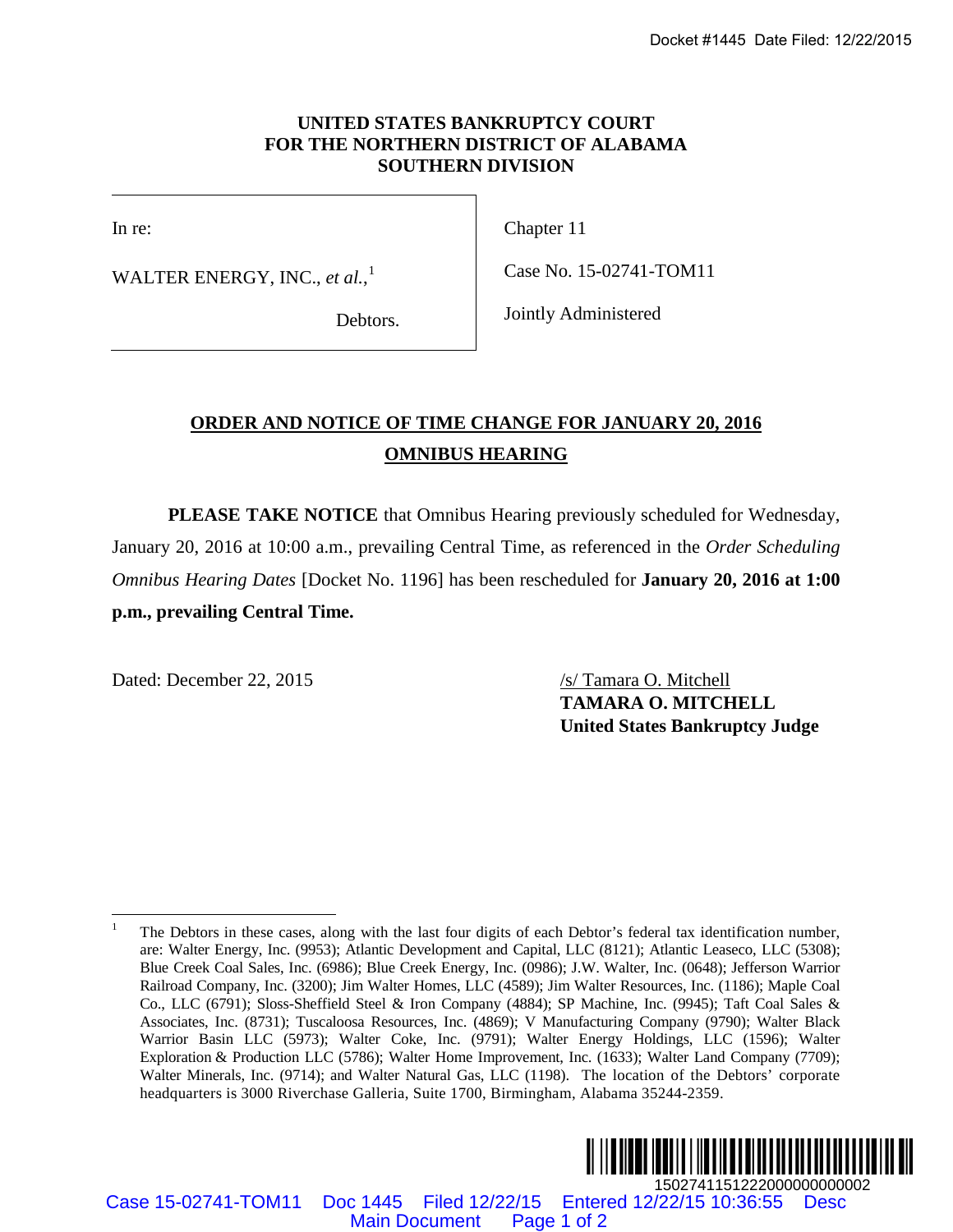**UNITED STATES BANKRUPTCY COURT**
**FOR THE NORTHERN DISTRICT OF ALABAMA**
**SOUTHERN DIVISION**

| | |
|---|---|
| In re: | Chapter 11 |
| WALTER ENERGY, INC., *et al.*,[1] | Case No. 15-02741-TOM11 |
| Debtors. | Jointly Administered |

## ORDER AND NOTICE OF TIME CHANGE FOR JANUARY 20, 2016 OMNIBUS HEARING

**PLEASE TAKE NOTICE** that Omnibus Hearing previously scheduled for Wednesday, January 20, 2016 at 10:00 a.m., prevailing Central Time, as referenced in the *Order Scheduling Omnibus Hearing Dates* [Docket No. 1196] has been rescheduled for **January 20, 2016 at 1:00 p.m., prevailing Central Time.**

Dated: December 22, 2015

/s/ Tamara O. Mitchell
**TAMARA O. MITCHELL**
**United States Bankruptcy Judge**

---

[1] The Debtors in these cases, along with the last four digits of each Debtor's federal tax identification number, are: Walter Energy, Inc. (9953); Atlantic Development and Capital, LLC (8121); Atlantic Leaseco, LLC (5308); Blue Creek Coal Sales, Inc. (6986); Blue Creek Energy, Inc. (0986); J.W. Walter, Inc. (0648); Jefferson Warrior Railroad Company, Inc. (3200); Jim Walter Homes, LLC (4589); Jim Walter Resources, Inc. (1186); Maple Coal Co., LLC (6791); Sloss-Sheffield Steel & Iron Company (4884); SP Machine, Inc. (9945); Taft Coal Sales & Associates, Inc. (8731); Tuscaloosa Resources, Inc. (4869); V Manufacturing Company (9790); Walter Black Warrior Basin LLC (5973); Walter Coke, Inc. (9791); Walter Energy Holdings, LLC (1596); Walter Exploration & Production LLC (5786); Walter Home Improvement, Inc. (1633); Walter Land Company (7709); Walter Minerals, Inc. (9714); and Walter Natural Gas, LLC (1198). The location of the Debtors' corporate headquarters is 3000 Riverchase Galleria, Suite 1700, Birmingham, Alabama 35244-2359.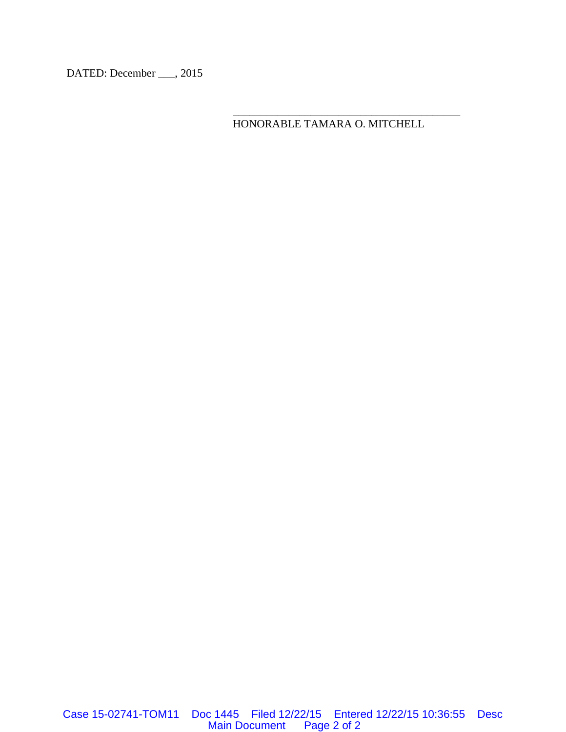DATED: December ___, 2015

\_\_\_\_\_\_\_\_\_\_\_\_\_\_\_\_\_\_\_\_\_\_\_\_\_\_\_\_\_\_\_\_\_\_\_\_\_\_\_\_

HONORABLE TAMARA O. MITCHELL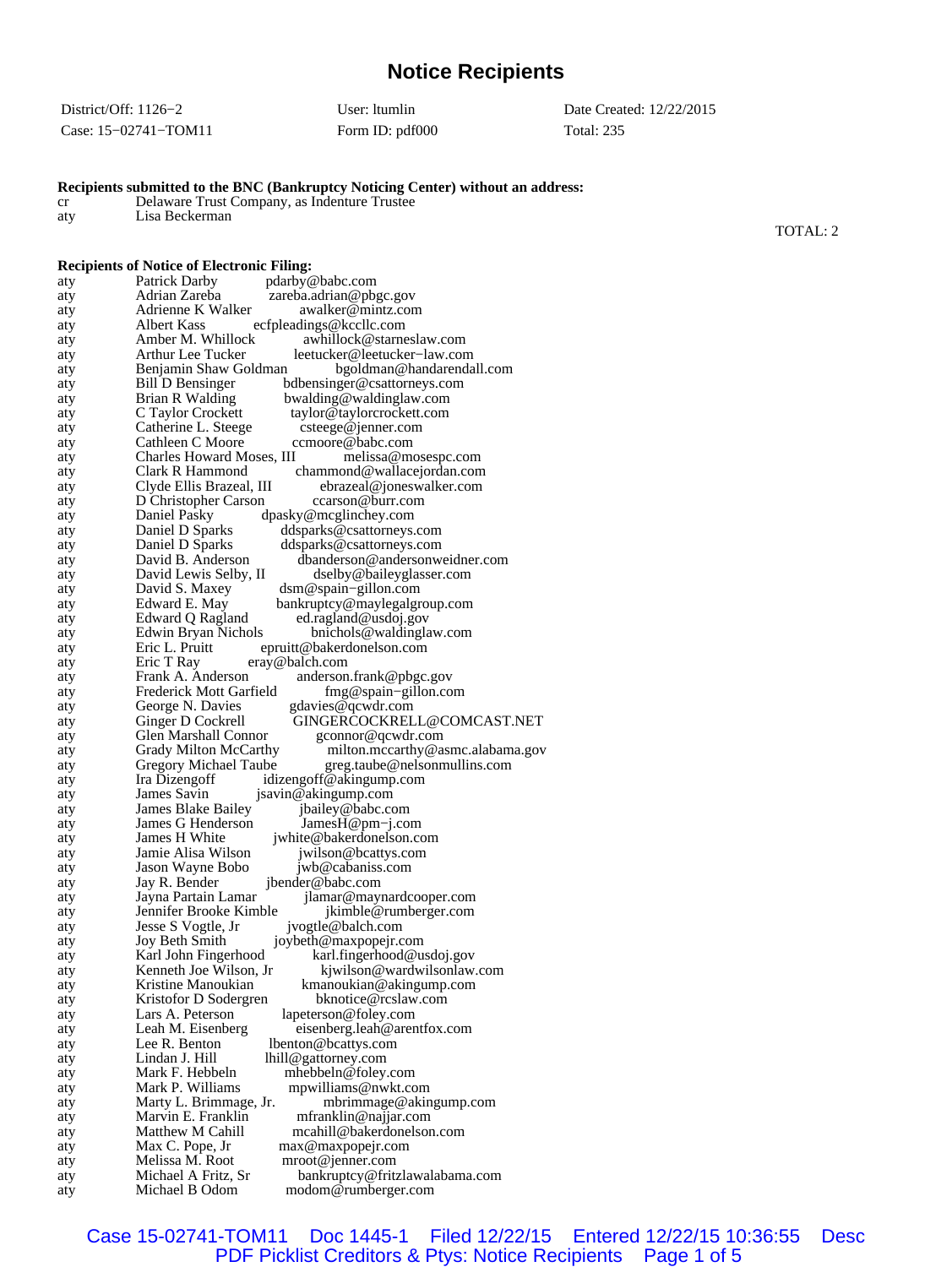# Notice Recipients

| District/Off: 1126−2 | User: ltumlin | Date Created: 12/22/2015 |
|---|---|---|
| Case: 15−02741−TOM11 | Form ID: pdf000 | Total: 235 |

**Recipients submitted to the BNC (Bankruptcy Noticing Center) without an address:**

| | |
|---|---|
| cr | Delaware Trust Company, as Indenture Trustee |
| aty | Lisa Beckerman |

TOTAL: 2

**Recipients of Notice of Electronic Filing:**

| | | |
|---|---|---|
| aty | Patrick Darby | pdarby@babc.com |
| aty | Adrian Zareba | zareba.adrian@pbgc.gov |
| aty | Adrienne K Walker | awalker@mintz.com |
| aty | Albert Kass | ecfpleadings@kccllc.com |
| aty | Amber M. Whillock | awhillock@starneslaw.com |
| aty | Arthur Lee Tucker | leetucker@leetucker−law.com |
| aty | Benjamin Shaw Goldman | bgoldman@handarendall.com |
| aty | Bill D Bensinger | bdbensinger@csattorneys.com |
| aty | Brian R Walding | bwalding@waldinglaw.com |
| aty | C Taylor Crockett | taylor@taylorcrockett.com |
| aty | Catherine L. Steege | csteege@jenner.com |
| aty | Cathleen C Moore | ccmoore@babc.com |
| aty | Charles Howard Moses, III | melissa@mosespc.com |
| aty | Clark R Hammond | chammond@wallacejordan.com |
| aty | Clyde Ellis Brazeal, III | ebrazeal@joneswalker.com |
| aty | D Christopher Carson | ccarson@burr.com |
| aty | Daniel Pasky | dpasky@mcglinchey.com |
| aty | Daniel D Sparks | ddsparks@csattorneys.com |
| aty | Daniel D Sparks | ddsparks@csattorneys.com |
| aty | David B. Anderson | dbanderson@andersonweidner.com |
| aty | David Lewis Selby, II | dselby@baileyglasser.com |
| aty | David S. Maxey | dsm@spain−gillon.com |
| aty | Edward E. May | bankruptcy@maylegalgroup.com |
| aty | Edward Q Ragland | ed.ragland@usdoj.gov |
| aty | Edwin Bryan Nichols | bnichols@waldinglaw.com |
| aty | Eric L. Pruitt | epruitt@bakerdonelson.com |
| aty | Eric T Ray | eray@balch.com |
| aty | Frank A. Anderson | anderson.frank@pbgc.gov |
| aty | Frederick Mott Garfield | fmg@spain−gillon.com |
| aty | George N. Davies | gdavies@qcwdr.com |
| aty | Ginger D Cockrell | GINGERCOCKRELL@COMCAST.NET |
| aty | Glen Marshall Connor | gconnor@qcwdr.com |
| aty | Grady Milton McCarthy | milton.mccarthy@asmc.alabama.gov |
| aty | Gregory Michael Taube | greg.taube@nelsonmullins.com |
| aty | Ira Dizengoff | idizengoff@akingump.com |
| aty | James Savin | jsavin@akingump.com |
| aty | James Blake Bailey | jbailey@babc.com |
| aty | James G Henderson | JamesH@pm−j.com |
| aty | James H White | jwhite@bakerdonelson.com |
| aty | Jamie Alisa Wilson | jwilson@bcattys.com |
| aty | Jason Wayne Bobo | jwb@cabaniss.com |
| aty | Jay R. Bender | jbender@babc.com |
| aty | Jayna Partain Lamar | jlamar@maynardcooper.com |
| aty | Jennifer Brooke Kimble | jkimble@rumberger.com |
| aty | Jesse S Vogtle, Jr | jvogtle@balch.com |
| aty | Joy Beth Smith | joybeth@maxpopejr.com |
| aty | Karl John Fingerhood | karl.fingerhood@usdoj.gov |
| aty | Kenneth Joe Wilson, Jr | kjwilson@wardwilsonlaw.com |
| aty | Kristine Manoukian | kmanoukian@akingump.com |
| aty | Kristofor D Sodergren | bknotice@rcslaw.com |
| aty | Lars A. Peterson | lapeterson@foley.com |
| aty | Leah M. Eisenberg | eisenberg.leah@arentfox.com |
| aty | Lee R. Benton | lbenton@bcattys.com |
| aty | Lindan J. Hill | lhill@gattorney.com |
| aty | Mark F. Hebbeln | mhebbeln@foley.com |
| aty | Mark P. Williams | mpwilliams@nwkt.com |
| aty | Marty L. Brimmage, Jr. | mbrimmage@akingump.com |
| aty | Marvin E. Franklin | mfranklin@najjar.com |
| aty | Matthew M Cahill | mcahill@bakerdonelson.com |
| aty | Max C. Pope, Jr | max@maxpopejr.com |
| aty | Melissa M. Root | mroot@jenner.com |
| aty | Michael A Fritz, Sr | bankruptcy@fritzlawalabama.com |
| aty | Michael B Odom | modom@rumberger.com |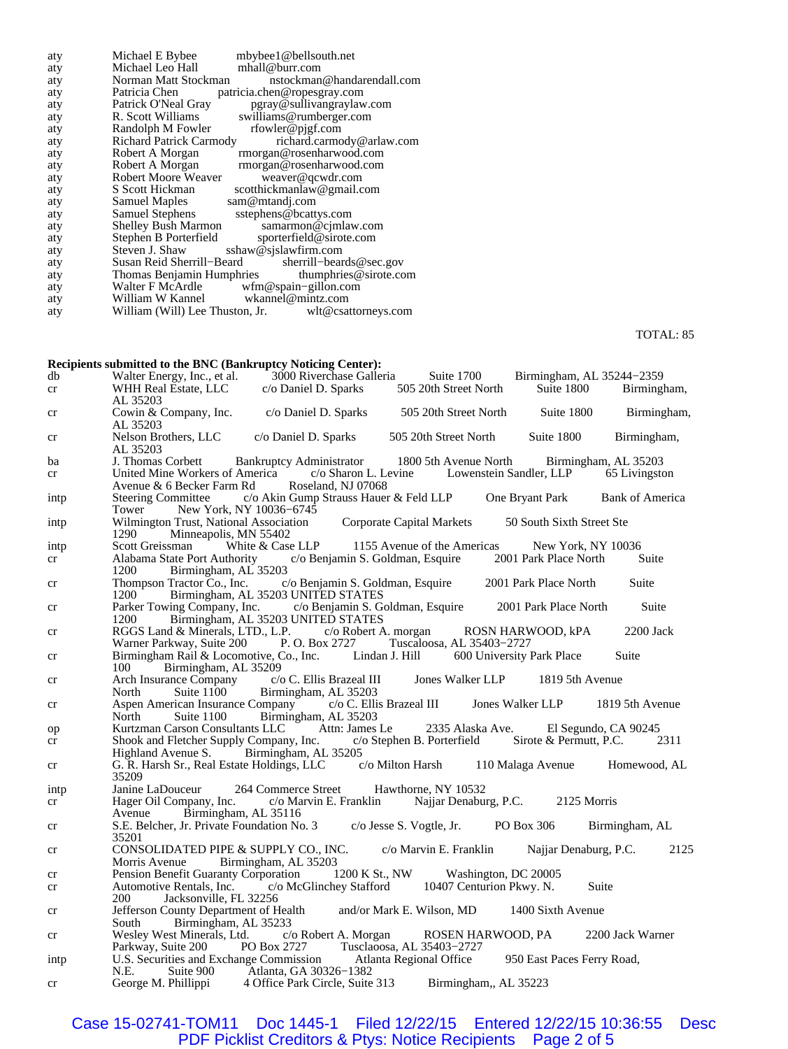| | | |
|---|---|---|
| aty | Michael E Bybee | mbybee1@bellsouth.net |
| aty | Michael Leo Hall | mhall@burr.com |
| aty | Norman Matt Stockman | nstockman@handarendall.com |
| aty | Patricia Chen | patricia.chen@ropesgray.com |
| aty | Patrick O'Neal Gray | pgray@sullivangraylaw.com |
| aty | R. Scott Williams | swilliams@rumberger.com |
| aty | Randolph M Fowler | rfowler@pjgf.com |
| aty | Richard Patrick Carmody | richard.carmody@arlaw.com |
| aty | Robert A Morgan | rmorgan@rosenharwood.com |
| aty | Robert A Morgan | rmorgan@rosenharwood.com |
| aty | Robert Moore Weaver | weaver@qcwdr.com |
| aty | S Scott Hickman | scotthickmanlaw@gmail.com |
| aty | Samuel Maples | sam@mtandj.com |
| aty | Samuel Stephens | sstephens@bcattys.com |
| aty | Shelley Bush Marmon | samarmon@cjmlaw.com |
| aty | Stephen B Porterfield | sporterfield@sirote.com |
| aty | Steven J. Shaw | sshaw@sjslawfirm.com |
| aty | Susan Reid Sherrill−Beard | sherrill−beards@sec.gov |
| aty | Thomas Benjamin Humphries | thumphries@sirote.com |
| aty | Walter F McArdle | wfm@spain−gillon.com |
| aty | William W Kannel | wkannel@mintz.com |
| aty | William (Will) Lee Thuston, Jr. | wlt@csattorneys.com |

TOTAL: 85

**Recipients submitted to the BNC (Bankruptcy Noticing Center):**

| | |
|---|---|
| db | Walter Energy, Inc., et al. 3000 Riverchase Galleria Suite 1700 Birmingham, AL 35244−2359 |
| cr | WHH Real Estate, LLC c/o Daniel D. Sparks 505 20th Street North Suite 1800 Birmingham, AL 35203 |
| cr | Cowin & Company, Inc. c/o Daniel D. Sparks 505 20th Street North Suite 1800 Birmingham, AL 35203 |
| cr | Nelson Brothers, LLC c/o Daniel D. Sparks 505 20th Street North Suite 1800 Birmingham, AL 35203 |
| ba | J. Thomas Corbett Bankruptcy Administrator 1800 5th Avenue North Birmingham, AL 35203 |
| cr | United Mine Workers of America c/o Sharon L. Levine Lowenstein Sandler, LLP 65 Livingston Avenue & 6 Becker Farm Rd Roseland, NJ 07068 |
| intp | Steering Committee c/o Akin Gump Strauss Hauer & Feld LLP One Bryant Park Bank of America Tower New York, NY 10036−6745 |
| intp | Wilmington Trust, National Association Corporate Capital Markets 50 South Sixth Street Ste 1290 Minneapolis, MN 55402 |
| intp | Scott Greissman White & Case LLP 1155 Avenue of the Americas New York, NY 10036 |
| cr | Alabama State Port Authority c/o Benjamin S. Goldman, Esquire 2001 Park Place North Suite 1200 Birmingham, AL 35203 |
| cr | Thompson Tractor Co., Inc. c/o Benjamin S. Goldman, Esquire 2001 Park Place North Suite 1200 Birmingham, AL 35203 UNITED STATES |
| cr | Parker Towing Company, Inc. c/o Benjamin S. Goldman, Esquire 2001 Park Place North Suite 1200 Birmingham, AL 35203 UNITED STATES |
| cr | RGGS Land & Minerals, LTD., L.P. c/o Robert A. morgan ROSN HARWOOD, kPA 2200 Jack Warner Parkway, Suite 200 P. O. Box 2727 Tuscaloosa, AL 35403−2727 |
| cr | Birmingham Rail & Locomotive, Co., Inc. Lindan J. Hill 600 University Park Place Suite 100 Birmingham, AL 35209 |
| cr | Arch Insurance Company c/o C. Ellis Brazeal III Jones Walker LLP 1819 5th Avenue North Suite 1100 Birmingham, AL 35203 |
| cr | Aspen American Insurance Company c/o C. Ellis Brazeal III Jones Walker LLP 1819 5th Avenue North Suite 1100 Birmingham, AL 35203 |
| op | Kurtzman Carson Consultants LLC Attn: James Le 2335 Alaska Ave. El Segundo, CA 90245 |
| cr | Shook and Fletcher Supply Company, Inc. c/o Stephen B. Porterfield Sirote & Permutt, P.C. 2311 Highland Avenue S. Birmingham, AL 35205 |
| cr | G. R. Harsh Sr., Real Estate Holdings, LLC c/o Milton Harsh 110 Malaga Avenue Homewood, AL 35209 |
| intp | Janine LaDouceur 264 Commerce Street Hawthorne, NY 10532 |
| cr | Hager Oil Company, Inc. c/o Marvin E. Franklin Najjar Denaburg, P.C. 2125 Morris Avenue Birmingham, AL 35116 |
| cr | S.E. Belcher, Jr. Private Foundation No. 3 c/o Jesse S. Vogtle, Jr. PO Box 306 Birmingham, AL 35201 |
| cr | CONSOLIDATED PIPE & SUPPLY CO., INC. c/o Marvin E. Franklin Najjar Denaburg, P.C. 2125 Morris Avenue Birmingham, AL 35203 |
| cr | Pension Benefit Guaranty Corporation 1200 K St., NW Washington, DC 20005 |
| cr | Automotive Rentals, Inc. c/o McGlinchey Stafford 10407 Centurion Pkwy. N. Suite 200 Jacksonville, FL 32256 |
| cr | Jefferson County Department of Health and/or Mark E. Wilson, MD 1400 Sixth Avenue South Birmingham, AL 35233 |
| cr | Wesley West Minerals, Ltd. c/o Robert A. Morgan ROSEN HARWOOD, PA 2200 Jack Warner Parkway, Suite 200 PO Box 2727 Tusclaoosa, AL 35403−2727 |
| intp | U.S. Securities and Exchange Commission Atlanta Regional Office 950 East Paces Ferry Road, N.E. Suite 900 Atlanta, GA 30326−1382 |
| cr | George M. Phillippi 4 Office Park Circle, Suite 313 Birmingham,, AL 35223 |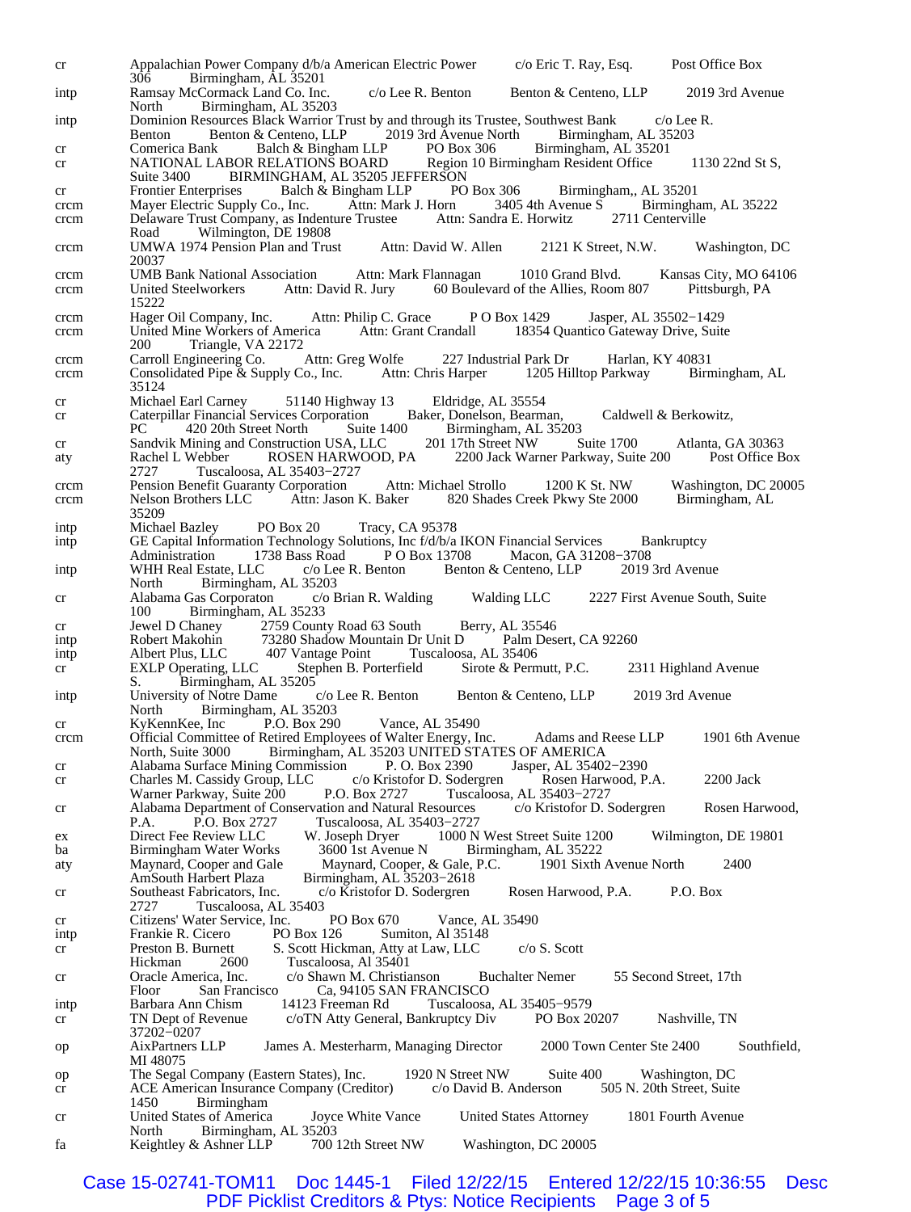| | |
|---|---|
| cr | Appalachian Power Company d/b/a American Electric Power c/o Eric T. Ray, Esq. Post Office Box 306 Birmingham, AL 35201 |
| intp | Ramsay McCormack Land Co. Inc. c/o Lee R. Benton Benton & Centeno, LLP 2019 3rd Avenue North Birmingham, AL 35203 |
| intp | Dominion Resources Black Warrior Trust by and through its Trustee, Southwest Bank c/o Lee R. Benton Benton & Centeno, LLP 2019 3rd Avenue North Birmingham, AL 35203 |
| cr | Comerica Bank Balch & Bingham LLP PO Box 306 Birmingham, AL 35201 |
| cr | NATIONAL LABOR RELATIONS BOARD Region 10 Birmingham Resident Office 1130 22nd St S, Suite 3400 BIRMINGHAM, AL 35205 JEFFERSON |
| cr | Frontier Enterprises Balch & Bingham LLP PO Box 306 Birmingham,, AL 35201 |
| crcm | Mayer Electric Supply Co., Inc. Attn: Mark J. Horn 3405 4th Avenue S Birmingham, AL 35222 |
| crcm | Delaware Trust Company, as Indenture Trustee Attn: Sandra E. Horwitz 2711 Centerville Road Wilmington, DE 19808 |
| crcm | UMWA 1974 Pension Plan and Trust Attn: David W. Allen 2121 K Street, N.W. Washington, DC 20037 |
| crcm | UMB Bank National Association Attn: Mark Flannagan 1010 Grand Blvd. Kansas City, MO 64106 |
| crcm | United Steelworkers Attn: David R. Jury 60 Boulevard of the Allies, Room 807 Pittsburgh, PA 15222 |
| crcm | Hager Oil Company, Inc. Attn: Philip C. Grace P O Box 1429 Jasper, AL 35502−1429 |
| crcm | United Mine Workers of America Attn: Grant Crandall 18354 Quantico Gateway Drive, Suite 200 Triangle, VA 22172 |
| crcm | Carroll Engineering Co. Attn: Greg Wolfe 227 Industrial Park Dr Harlan, KY 40831 |
| crcm | Consolidated Pipe & Supply Co., Inc. Attn: Chris Harper 1205 Hilltop Parkway Birmingham, AL 35124 |
| cr | Michael Earl Carney 51140 Highway 13 Eldridge, AL 35554 |
| cr | Caterpillar Financial Services Corporation Baker, Donelson, Bearman, Caldwell & Berkowitz, PC 420 20th Street North Suite 1400 Birmingham, AL 35203 |
| cr | Sandvik Mining and Construction USA, LLC 201 17th Street NW Suite 1700 Atlanta, GA 30363 |
| aty | Rachel L Webber ROSEN HARWOOD, PA 2200 Jack Warner Parkway, Suite 200 Post Office Box 2727 Tuscaloosa, AL 35403−2727 |
| crcm | Pension Benefit Guaranty Corporation Attn: Michael Strollo 1200 K St. NW Washington, DC 20005 |
| crcm | Nelson Brothers LLC Attn: Jason K. Baker 820 Shades Creek Pkwy Ste 2000 Birmingham, AL 35209 |
| intp | Michael Bazley PO Box 20 Tracy, CA 95378 |
| intp | GE Capital Information Technology Solutions, Inc f/d/b/a IKON Financial Services Bankruptcy Administration 1738 Bass Road P O Box 13708 Macon, GA 31208−3708 |
| intp | WHH Real Estate, LLC c/o Lee R. Benton Benton & Centeno, LLP 2019 3rd Avenue North Birmingham, AL 35203 |
| cr | Alabama Gas Corporaton c/o Brian R. Walding Walding LLC 2227 First Avenue South, Suite 100 Birmingham, AL 35233 |
| cr | Jewel D Chaney 2759 County Road 63 South Berry, AL 35546 |
| intp | Robert Makohin 73280 Shadow Mountain Dr Unit D Palm Desert, CA 92260 |
| intp | Albert Plus, LLC 407 Vantage Point Tuscaloosa, AL 35406 |
| cr | EXLP Operating, LLC Stephen B. Porterfield Sirote & Permutt, P.C. 2311 Highland Avenue S. Birmingham, AL 35205 |
| intp | University of Notre Dame c/o Lee R. Benton Benton & Centeno, LLP 2019 3rd Avenue North Birmingham, AL 35203 |
| cr | KyKennKee, Inc P.O. Box 290 Vance, AL 35490 |
| crcm | Official Committee of Retired Employees of Walter Energy, Inc. Adams and Reese LLP 1901 6th Avenue North, Suite 3000 Birmingham, AL 35203 UNITED STATES OF AMERICA |
| cr | Alabama Surface Mining Commission P. O. Box 2390 Jasper, AL 35402−2390 |
| cr | Charles M. Cassidy Group, LLC c/o Kristofor D. Sodergren Rosen Harwood, P.A. 2200 Jack Warner Parkway, Suite 200 P.O. Box 2727 Tuscaloosa, AL 35403−2727 |
| cr | Alabama Department of Conservation and Natural Resources c/o Kristofor D. Sodergren Rosen Harwood, P.A. P.O. Box 2727 Tuscaloosa, AL 35403−2727 |
| ex | Direct Fee Review LLC W. Joseph Dryer 1000 N West Street Suite 1200 Wilmington, DE 19801 |
| ba | Birmingham Water Works 3600 1st Avenue N Birmingham, AL 35222 |
| aty | Maynard, Cooper and Gale Maynard, Cooper, & Gale, P.C. 1901 Sixth Avenue North 2400 AmSouth Harbert Plaza Birmingham, AL 35203−2618 |
| cr | Southeast Fabricators, Inc. c/o Kristofor D. Sodergren Rosen Harwood, P.A. P.O. Box 2727 Tuscaloosa, AL 35403 |
| cr | Citizens' Water Service, Inc. PO Box 670 Vance, AL 35490 |
| intp | Frankie R. Cicero PO Box 126 Sumiton, Al 35148 |
| cr | Preston B. Burnett S. Scott Hickman, Atty at Law, LLC c/o S. Scott Hickman 2600 Tuscaloosa, Al 35401 |
| cr | Oracle America, Inc. c/o Shawn M. Christianson Buchalter Nemer 55 Second Street, 17th Floor San Francisco Ca, 94105 SAN FRANCISCO |
| intp | Barbara Ann Chism 14123 Freeman Rd Tuscaloosa, AL 35405−9579 |
| cr | TN Dept of Revenue c/oTN Atty General, Bankruptcy Div PO Box 20207 Nashville, TN 37202−0207 |
| op | AixPartners LLP James A. Mesterharm, Managing Director 2000 Town Center Ste 2400 Southfield, MI 48075 |
| op | The Segal Company (Eastern States), Inc. 1920 N Street NW Suite 400 Washington, DC |
| cr | ACE American Insurance Company (Creditor) c/o David B. Anderson 505 N. 20th Street, Suite 1450 Birmingham |
| cr | United States of America Joyce White Vance United States Attorney 1801 Fourth Avenue North Birmingham, AL 35203 |
| fa | Keightley & Ashner LLP 700 12th Street NW Washington, DC 20005 |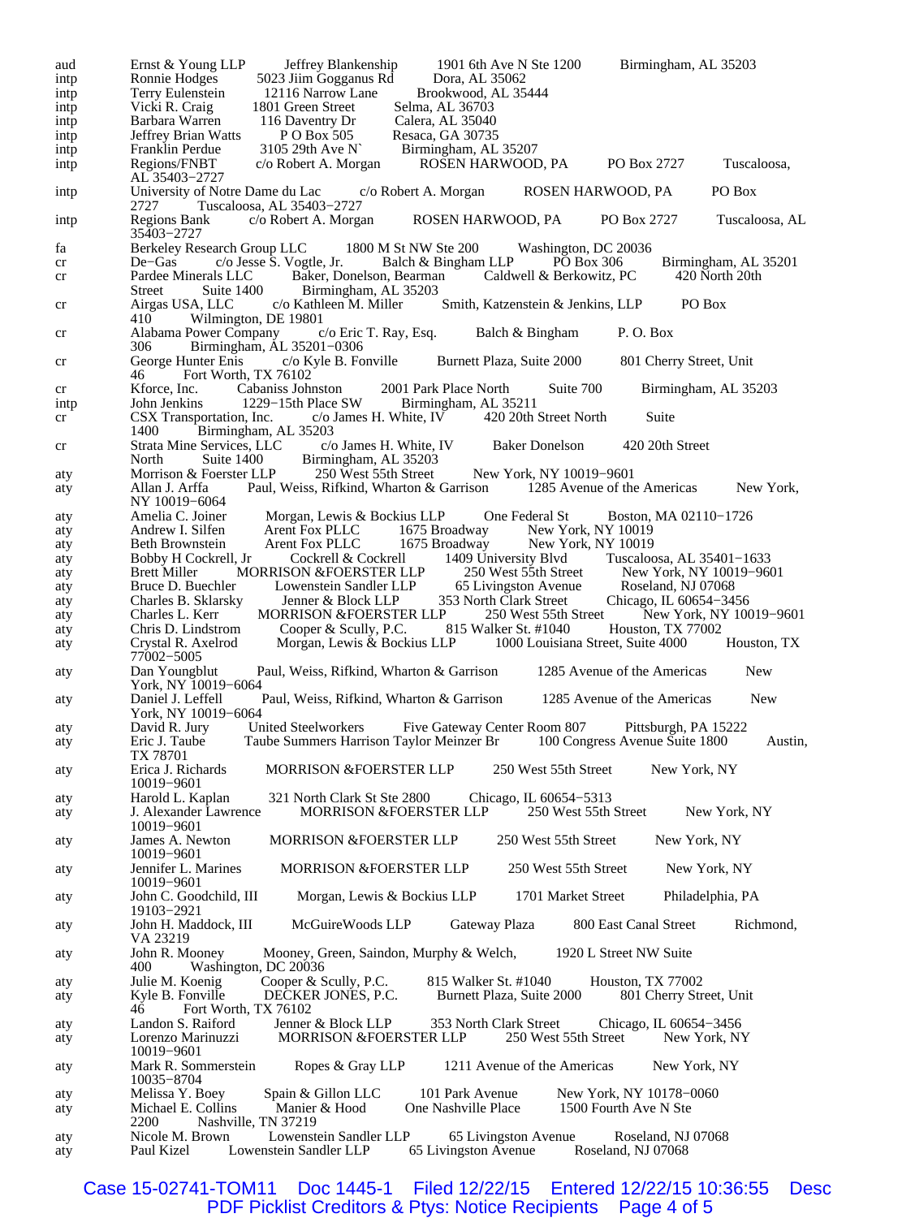| | | | | | |
|---|---|---|---|---|---|
| aud | Ernst & Young LLP | Jeffrey Blankenship | 1901 6th Ave N Ste 1200 | Birmingham, AL 35203 | |
| intp | Ronnie Hodges | 5023 Jiim Gogganus Rd | Dora, AL 35062 | | |
| intp | Terry Eulenstein | 12116 Narrow Lane | Brookwood, AL 35444 | | |
| intp | Vicki R. Craig | 1801 Green Street | Selma, AL 36703 | | |
| intp | Barbara Warren | 116 Daventry Dr | Calera, AL 35040 | | |
| intp | Jeffrey Brian Watts | P O Box 505 | Resaca, GA 30735 | | |
| intp | Franklin Perdue | 3105 29th Ave N` | Birmingham, AL 35207 | | |
| intp | Regions/FNBT | c/o Robert A. Morgan | ROSEN HARWOOD, PA | PO Box 2727 | Tuscaloosa, AL 35403−2727 |
| intp | University of Notre Dame du Lac | c/o Robert A. Morgan | ROSEN HARWOOD, PA | PO Box 2727 | Tuscaloosa, AL 35403−2727 |
| intp | Regions Bank | c/o Robert A. Morgan | ROSEN HARWOOD, PA | PO Box 2727 | Tuscaloosa, AL 35403−2727 |
| fa | Berkeley Research Group LLC | 1800 M St NW Ste 200 | Washington, DC 20036 | | |
| cr | De−Gas | c/o Jesse S. Vogtle, Jr. | Balch & Bingham LLP | PO Box 306 | Birmingham, AL 35201 |
| cr | Pardee Minerals LLC | Baker, Donelson, Bearman | Caldwell & Berkowitz, PC | 420 North 20th Street | Suite 1400 Birmingham, AL 35203 |
| cr | Airgas USA, LLC | c/o Kathleen M. Miller | Smith, Katzenstein & Jenkins, LLP | PO Box 410 | Wilmington, DE 19801 |
| cr | Alabama Power Company | c/o Eric T. Ray, Esq. | Balch & Bingham | P. O. Box 306 | Birmingham, AL 35201−0306 |
| cr | George Hunter Enis | c/o Kyle B. Fonville | Burnett Plaza, Suite 2000 | 801 Cherry Street, Unit 46 | Fort Worth, TX 76102 |
| cr | Kforce, Inc. | Cabaniss Johnston | 2001 Park Place North | Suite 700 | Birmingham, AL 35203 |
| intp | John Jenkins | 1229−15th Place SW | Birmingham, AL 35211 | | |
| cr | CSX Transportation, Inc. | c/o James H. White, IV | 420 20th Street North | Suite 1400 | Birmingham, AL 35203 |
| cr | Strata Mine Services, LLC | c/o James H. White, IV | Baker Donelson | 420 20th Street North | Suite 1400 Birmingham, AL 35203 |
| aty | Morrison & Foerster LLP | 250 West 55th Street | New York, NY 10019−9601 | | |
| aty | Allan J. Arffa | Paul, Weiss, Rifkind, Wharton & Garrison | 1285 Avenue of the Americas | New York, NY 10019−6064 | |
| aty | Amelia C. Joiner | Morgan, Lewis & Bockius LLP | One Federal St | Boston, MA 02110−1726 | |
| aty | Andrew I. Silfen | Arent Fox PLLC | 1675 Broadway | New York, NY 10019 | |
| aty | Beth Brownstein | Arent Fox PLLC | 1675 Broadway | New York, NY 10019 | |
| aty | Bobby H Cockrell, Jr | Cockrell & Cockrell | 1409 University Blvd | Tuscaloosa, AL 35401−1633 | |
| aty | Brett Miller | MORRISON &FOERSTER LLP | 250 West 55th Street | New York, NY 10019−9601 | |
| aty | Bruce D. Buechler | Lowenstein Sandler LLP | 65 Livingston Avenue | Roseland, NJ 07068 | |
| aty | Charles B. Sklarsky | Jenner & Block LLP | 353 North Clark Street | Chicago, IL 60654−3456 | |
| aty | Charles L. Kerr | MORRISON &FOERSTER LLP | 250 West 55th Street | New York, NY 10019−9601 | |
| aty | Chris D. Lindstrom | Cooper & Scully, P.C. | 815 Walker St. #1040 | Houston, TX 77002 | |
| aty | Crystal R. Axelrod | Morgan, Lewis & Bockius LLP | 1000 Louisiana Street, Suite 4000 | Houston, TX 77002−5005 | |
| aty | Dan Youngblut | Paul, Weiss, Rifkind, Wharton & Garrison | 1285 Avenue of the Americas | New York, NY 10019−6064 | |
| aty | Daniel J. Leffell | Paul, Weiss, Rifkind, Wharton & Garrison | 1285 Avenue of the Americas | New York, NY 10019−6064 | |
| aty | David R. Jury | United Steelworkers | Five Gateway Center Room 807 | Pittsburgh, PA 15222 | |
| aty | Eric J. Taube | Taube Summers Harrison Taylor Meinzer Br | 100 Congress Avenue Suite 1800 | Austin, TX 78701 | |
| aty | Erica J. Richards | MORRISON &FOERSTER LLP | 250 West 55th Street | New York, NY 10019−9601 | |
| aty | Harold L. Kaplan | 321 North Clark St Ste 2800 | Chicago, IL 60654−5313 | | |
| aty | J. Alexander Lawrence | MORRISON &FOERSTER LLP | 250 West 55th Street | New York, NY 10019−9601 | |
| aty | James A. Newton | MORRISON &FOERSTER LLP | 250 West 55th Street | New York, NY 10019−9601 | |
| aty | Jennifer L. Marines | MORRISON &FOERSTER LLP | 250 West 55th Street | New York, NY 10019−9601 | |
| aty | John C. Goodchild, III | Morgan, Lewis & Bockius LLP | 1701 Market Street | Philadelphia, PA 19103−2921 | |
| aty | John H. Maddock, III | McGuireWoods LLP | Gateway Plaza | 800 East Canal Street | Richmond, VA 23219 |
| aty | John R. Mooney | Mooney, Green, Saindon, Murphy & Welch, | 1920 L Street NW Suite 400 | Washington, DC 20036 | |
| aty | Julie M. Koenig | Cooper & Scully, P.C. | 815 Walker St. #1040 | Houston, TX 77002 | |
| aty | Kyle B. Fonville | DECKER JONES, P.C. | Burnett Plaza, Suite 2000 | 801 Cherry Street, Unit 46 | Fort Worth, TX 76102 |
| aty | Landon S. Raiford | Jenner & Block LLP | 353 North Clark Street | Chicago, IL 60654−3456 | |
| aty | Lorenzo Marinuzzi | MORRISON &FOERSTER LLP | 250 West 55th Street | New York, NY 10019−9601 | |
| aty | Mark R. Sommerstein | Ropes & Gray LLP | 1211 Avenue of the Americas | New York, NY 10035−8704 | |
| aty | Melissa Y. Boey | Spain & Gillon LLC | 101 Park Avenue | New York, NY 10178−0060 | |
| aty | Michael E. Collins | Manier & Hood | One Nashville Place | 1500 Fourth Ave N Ste 2200 | Nashville, TN 37219 |
| aty | Nicole M. Brown | Lowenstein Sandler LLP | 65 Livingston Avenue | Roseland, NJ 07068 | |
| aty | Paul Kizel | Lowenstein Sandler LLP | 65 Livingston Avenue | Roseland, NJ 07068 | |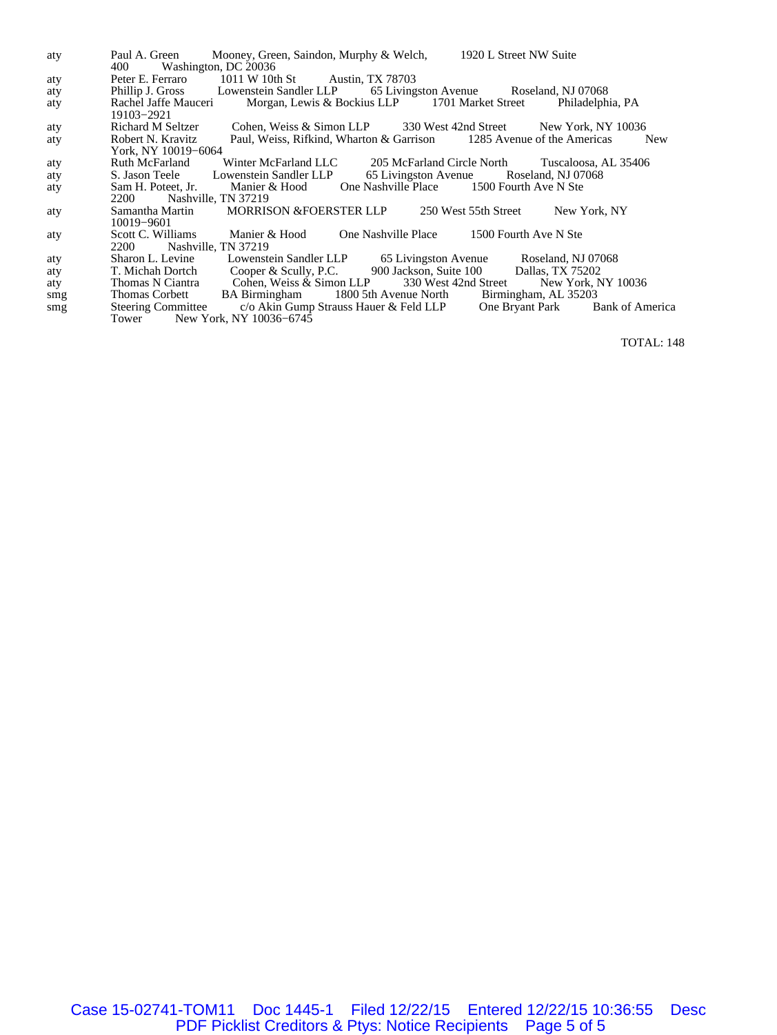| | | |
|---|---|---|
| aty | Paul A. Green | Mooney, Green, Saindon, Murphy & Welch, 1920 L Street NW Suite 400 Washington, DC 20036 |
| aty | Peter E. Ferraro | 1011 W 10th St Austin, TX 78703 |
| aty | Phillip J. Gross | Lowenstein Sandler LLP 65 Livingston Avenue Roseland, NJ 07068 |
| aty | Rachel Jaffe Mauceri | Morgan, Lewis & Bockius LLP 1701 Market Street Philadelphia, PA 19103−2921 |
| aty | Richard M Seltzer | Cohen, Weiss & Simon LLP 330 West 42nd Street New York, NY 10036 |
| aty | Robert N. Kravitz | Paul, Weiss, Rifkind, Wharton & Garrison 1285 Avenue of the Americas New York, NY 10019−6064 |
| aty | Ruth McFarland | Winter McFarland LLC 205 McFarland Circle North Tuscaloosa, AL 35406 |
| aty | S. Jason Teele | Lowenstein Sandler LLP 65 Livingston Avenue Roseland, NJ 07068 |
| aty | Sam H. Poteet, Jr. | Manier & Hood One Nashville Place 1500 Fourth Ave N Ste 2200 Nashville, TN 37219 |
| aty | Samantha Martin | MORRISON &FOERSTER LLP 250 West 55th Street New York, NY 10019−9601 |
| aty | Scott C. Williams | Manier & Hood One Nashville Place 1500 Fourth Ave N Ste 2200 Nashville, TN 37219 |
| aty | Sharon L. Levine | Lowenstein Sandler LLP 65 Livingston Avenue Roseland, NJ 07068 |
| aty | T. Michah Dortch | Cooper & Scully, P.C. 900 Jackson, Suite 100 Dallas, TX 75202 |
| aty | Thomas N Ciantra | Cohen, Weiss & Simon LLP 330 West 42nd Street New York, NY 10036 |
| smg | Thomas Corbett | BA Birmingham 1800 5th Avenue North Birmingham, AL 35203 |
| smg | Steering Committee | c/o Akin Gump Strauss Hauer & Feld LLP One Bryant Park Bank of America Tower New York, NY 10036−6745 |

TOTAL: 148